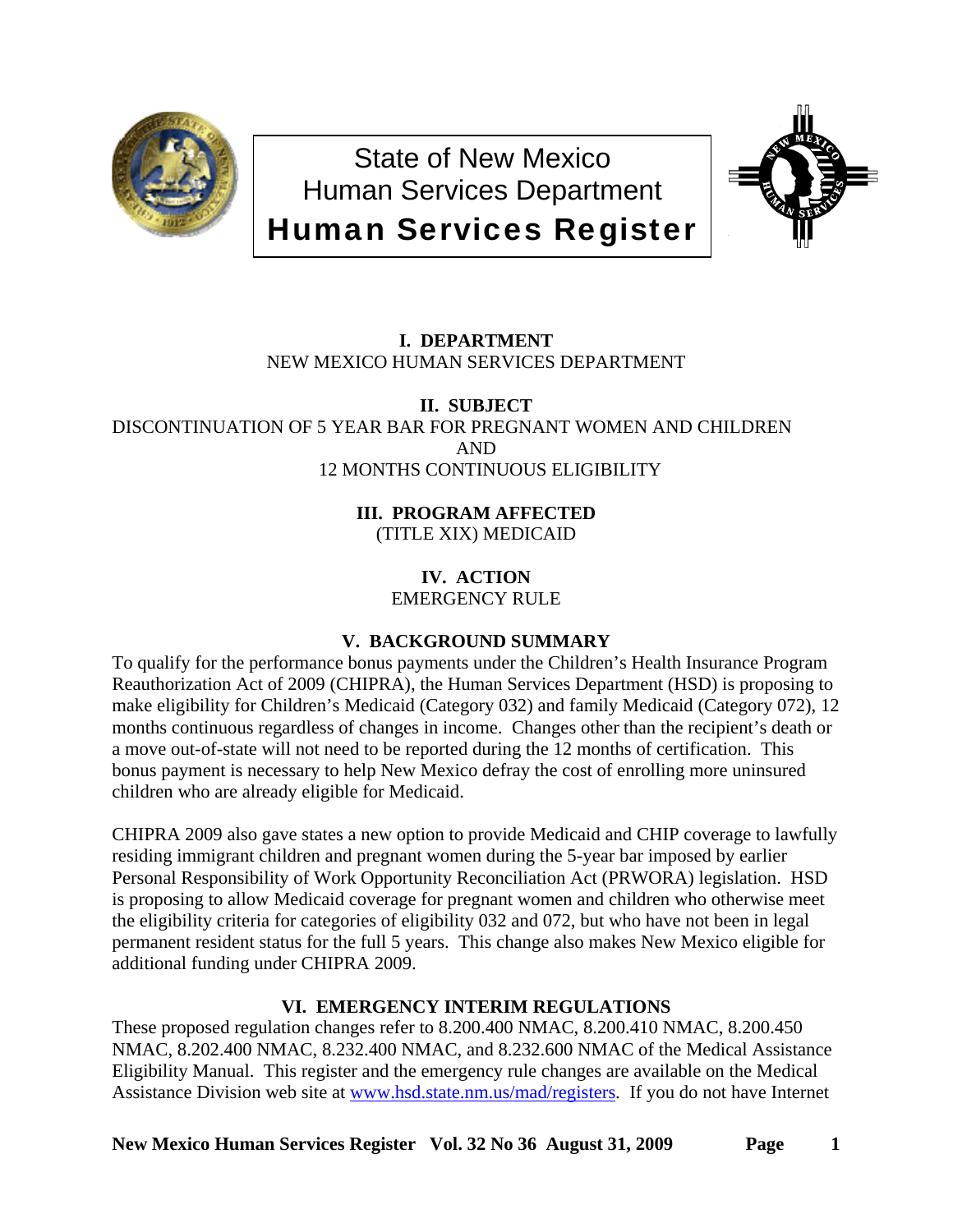# State of New Mexico
# Human Services Department
# Human Services Register

## I. DEPARTMENT

NEW MEXICO HUMAN SERVICES DEPARTMENT

## II. SUBJECT

DISCONTINUATION OF 5 YEAR BAR FOR PREGNANT WOMEN AND CHILDREN AND 12 MONTHS CONTINUOUS ELIGIBILITY

## III. PROGRAM AFFECTED

(TITLE XIX) MEDICAID

## IV. ACTION

EMERGENCY RULE

## V. BACKGROUND SUMMARY

To qualify for the performance bonus payments under the Children's Health Insurance Program Reauthorization Act of 2009 (CHIPRA), the Human Services Department (HSD) is proposing to make eligibility for Children's Medicaid (Category 032) and family Medicaid (Category 072), 12 months continuous regardless of changes in income. Changes other than the recipient's death or a move out-of-state will not need to be reported during the 12 months of certification. This bonus payment is necessary to help New Mexico defray the cost of enrolling more uninsured children who are already eligible for Medicaid.

CHIPRA 2009 also gave states a new option to provide Medicaid and CHIP coverage to lawfully residing immigrant children and pregnant women during the 5-year bar imposed by earlier Personal Responsibility of Work Opportunity Reconciliation Act (PRWORA) legislation. HSD is proposing to allow Medicaid coverage for pregnant women and children who otherwise meet the eligibility criteria for categories of eligibility 032 and 072, but who have not been in legal permanent resident status for the full 5 years. This change also makes New Mexico eligible for additional funding under CHIPRA 2009.

## VI. EMERGENCY INTERIM REGULATIONS

These proposed regulation changes refer to 8.200.400 NMAC, 8.200.410 NMAC, 8.200.450 NMAC, 8.202.400 NMAC, 8.232.400 NMAC, and 8.232.600 NMAC of the Medical Assistance Eligibility Manual. This register and the emergency rule changes are available on the Medical Assistance Division web site at [www.hsd.state.nm.us/mad/registers](www.hsd.state.nm.us/mad/registers). If you do not have Internet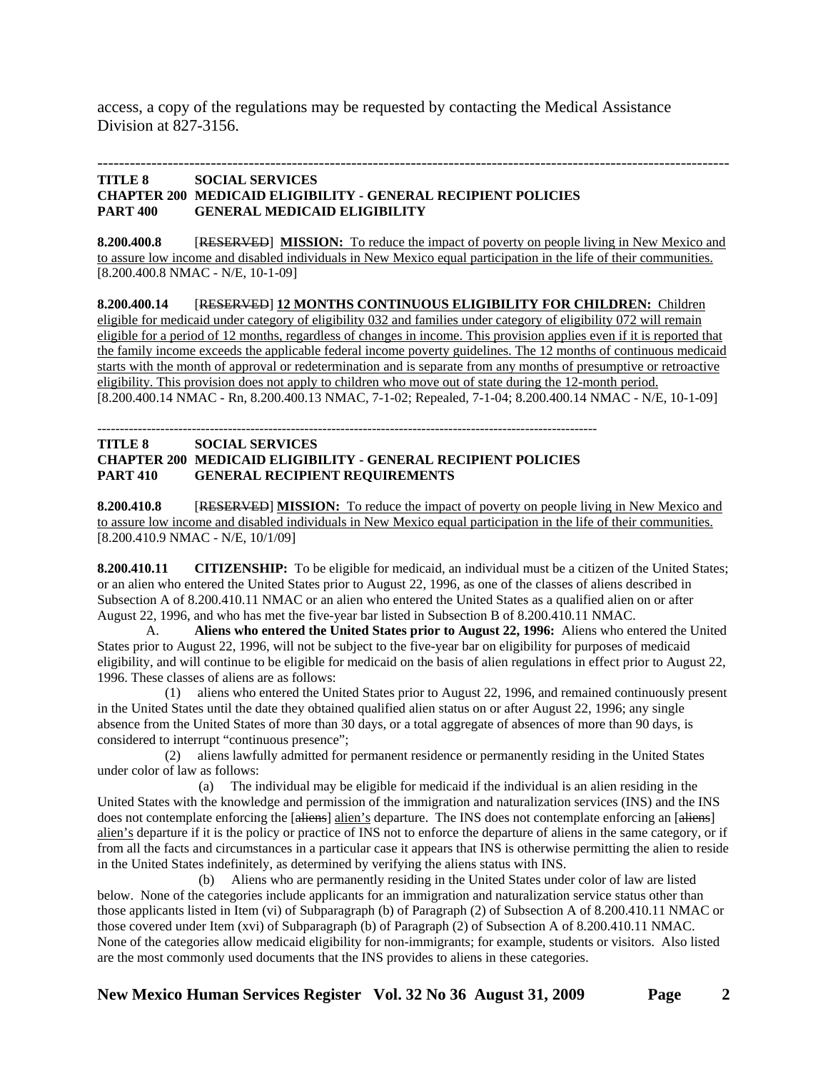access, a copy of the regulations may be requested by contacting the Medical Assistance Division at 827-3156.

---

**TITLE 8 SOCIAL SERVICES**
**CHAPTER 200 MEDICAID ELIGIBILITY - GENERAL RECIPIENT POLICIES**
**PART 400 GENERAL MEDICAID ELIGIBILITY**

**8.200.400.8** [~~RESERVED~~] **MISSION:** To reduce the impact of poverty on people living in New Mexico and to assure low income and disabled individuals in New Mexico equal participation in the life of their communities.
[8.200.400.8 NMAC - N/E, 10-1-09]

**8.200.400.14** [~~RESERVED~~] **12 MONTHS CONTINUOUS ELIGIBILITY FOR CHILDREN:** Children eligible for medicaid under category of eligibility 032 and families under category of eligibility 072 will remain eligible for a period of 12 months, regardless of changes in income. This provision applies even if it is reported that the family income exceeds the applicable federal income poverty guidelines. The 12 months of continuous medicaid starts with the month of approval or redetermination and is separate from any months of presumptive or retroactive eligibility. This provision does not apply to children who move out of state during the 12-month period.
[8.200.400.14 NMAC - Rn, 8.200.400.13 NMAC, 7-1-02; Repealed, 7-1-04; 8.200.400.14 NMAC - N/E, 10-1-09]

---

**TITLE 8 SOCIAL SERVICES**
**CHAPTER 200 MEDICAID ELIGIBILITY - GENERAL RECIPIENT POLICIES**
**PART 410 GENERAL RECIPIENT REQUIREMENTS**

**8.200.410.8** [~~RESERVED~~] **MISSION:** To reduce the impact of poverty on people living in New Mexico and to assure low income and disabled individuals in New Mexico equal participation in the life of their communities.
[8.200.410.9 NMAC - N/E, 10/1/09]

**8.200.410.11 CITIZENSHIP:** To be eligible for medicaid, an individual must be a citizen of the United States; or an alien who entered the United States prior to August 22, 1996, as one of the classes of aliens described in Subsection A of 8.200.410.11 NMAC or an alien who entered the United States as a qualified alien on or after August 22, 1996, and who has met the five-year bar listed in Subsection B of 8.200.410.11 NMAC.

A. **Aliens who entered the United States prior to August 22, 1996:** Aliens who entered the United States prior to August 22, 1996, will not be subject to the five-year bar on eligibility for purposes of medicaid eligibility, and will continue to be eligible for medicaid on the basis of alien regulations in effect prior to August 22, 1996. These classes of aliens are as follows:

(1) aliens who entered the United States prior to August 22, 1996, and remained continuously present in the United States until the date they obtained qualified alien status on or after August 22, 1996; any single absence from the United States of more than 30 days, or a total aggregate of absences of more than 90 days, is considered to interrupt "continuous presence";

(2) aliens lawfully admitted for permanent residence or permanently residing in the United States under color of law as follows:

(a) The individual may be eligible for medicaid if the individual is an alien residing in the United States with the knowledge and permission of the immigration and naturalization services (INS) and the INS does not contemplate enforcing the [~~aliens~~] alien's departure. The INS does not contemplate enforcing an [~~aliens~~] alien's departure if it is the policy or practice of INS not to enforce the departure of aliens in the same category, or if from all the facts and circumstances in a particular case it appears that INS is otherwise permitting the alien to reside in the United States indefinitely, as determined by verifying the aliens status with INS.

(b) Aliens who are permanently residing in the United States under color of law are listed below. None of the categories include applicants for an immigration and naturalization service status other than those applicants listed in Item (vi) of Subparagraph (b) of Paragraph (2) of Subsection A of 8.200.410.11 NMAC or those covered under Item (xvi) of Subparagraph (b) of Paragraph (2) of Subsection A of 8.200.410.11 NMAC. None of the categories allow medicaid eligibility for non-immigrants; for example, students or visitors. Also listed are the most commonly used documents that the INS provides to aliens in these categories.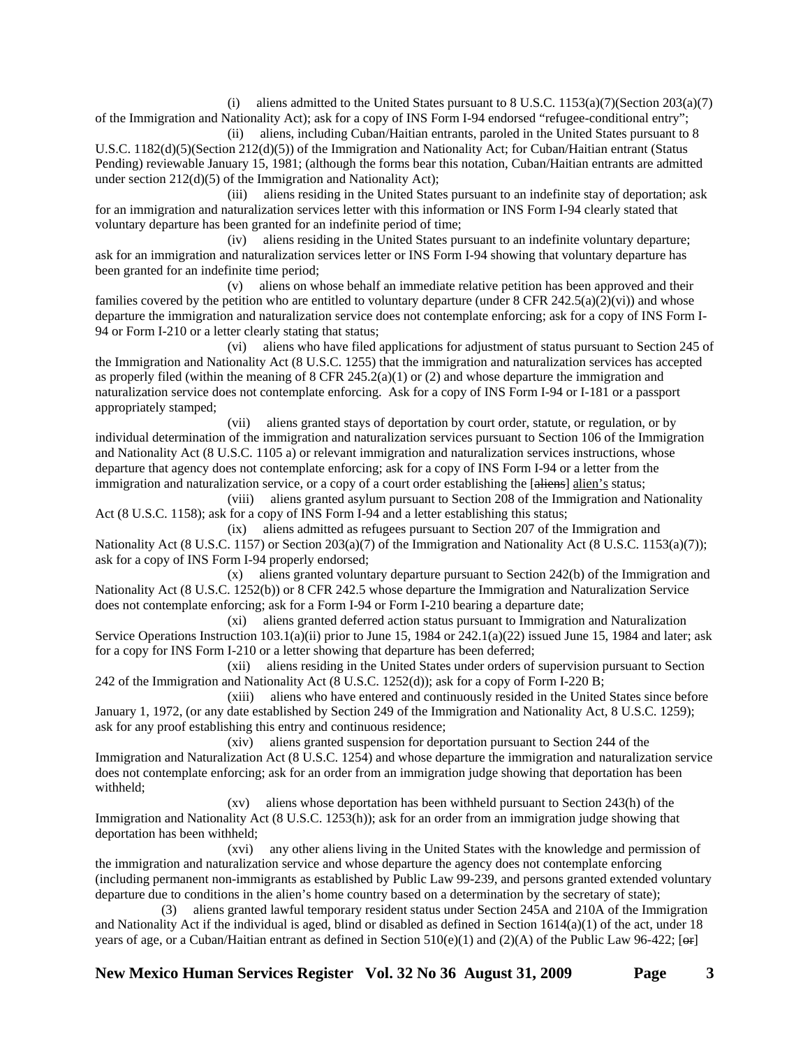(i) aliens admitted to the United States pursuant to 8 U.S.C. 1153(a)(7)(Section 203(a)(7) of the Immigration and Nationality Act); ask for a copy of INS Form I-94 endorsed "refugee-conditional entry";

(ii) aliens, including Cuban/Haitian entrants, paroled in the United States pursuant to 8 U.S.C. 1182(d)(5)(Section 212(d)(5)) of the Immigration and Nationality Act; for Cuban/Haitian entrant (Status Pending) reviewable January 15, 1981; (although the forms bear this notation, Cuban/Haitian entrants are admitted under section 212(d)(5) of the Immigration and Nationality Act);

(iii) aliens residing in the United States pursuant to an indefinite stay of deportation; ask for an immigration and naturalization services letter with this information or INS Form I-94 clearly stated that voluntary departure has been granted for an indefinite period of time;

(iv) aliens residing in the United States pursuant to an indefinite voluntary departure; ask for an immigration and naturalization services letter or INS Form I-94 showing that voluntary departure has been granted for an indefinite time period;

(v) aliens on whose behalf an immediate relative petition has been approved and their families covered by the petition who are entitled to voluntary departure (under 8 CFR 242.5(a)(2)(vi)) and whose departure the immigration and naturalization service does not contemplate enforcing; ask for a copy of INS Form I-94 or Form I-210 or a letter clearly stating that status;

(vi) aliens who have filed applications for adjustment of status pursuant to Section 245 of the Immigration and Nationality Act (8 U.S.C. 1255) that the immigration and naturalization services has accepted as properly filed (within the meaning of 8 CFR 245.2(a)(1) or (2) and whose departure the immigration and naturalization service does not contemplate enforcing. Ask for a copy of INS Form I-94 or I-181 or a passport appropriately stamped;

(vii) aliens granted stays of deportation by court order, statute, or regulation, or by individual determination of the immigration and naturalization services pursuant to Section 106 of the Immigration and Nationality Act (8 U.S.C. 1105 a) or relevant immigration and naturalization services instructions, whose departure that agency does not contemplate enforcing; ask for a copy of INS Form I-94 or a letter from the immigration and naturalization service, or a copy of a court order establishing the [~~aliens~~] alien's status;

(viii) aliens granted asylum pursuant to Section 208 of the Immigration and Nationality Act (8 U.S.C. 1158); ask for a copy of INS Form I-94 and a letter establishing this status;

(ix) aliens admitted as refugees pursuant to Section 207 of the Immigration and Nationality Act (8 U.S.C. 1157) or Section 203(a)(7) of the Immigration and Nationality Act (8 U.S.C. 1153(a)(7)); ask for a copy of INS Form I-94 properly endorsed;

(x) aliens granted voluntary departure pursuant to Section 242(b) of the Immigration and Nationality Act (8 U.S.C. 1252(b)) or 8 CFR 242.5 whose departure the Immigration and Naturalization Service does not contemplate enforcing; ask for a Form I-94 or Form I-210 bearing a departure date;

(xi) aliens granted deferred action status pursuant to Immigration and Naturalization Service Operations Instruction 103.1(a)(ii) prior to June 15, 1984 or 242.1(a)(22) issued June 15, 1984 and later; ask for a copy for INS Form I-210 or a letter showing that departure has been deferred;

(xii) aliens residing in the United States under orders of supervision pursuant to Section 242 of the Immigration and Nationality Act (8 U.S.C. 1252(d)); ask for a copy of Form I-220 B;

(xiii) aliens who have entered and continuously resided in the United States since before January 1, 1972, (or any date established by Section 249 of the Immigration and Nationality Act, 8 U.S.C. 1259); ask for any proof establishing this entry and continuous residence;

(xiv) aliens granted suspension for deportation pursuant to Section 244 of the Immigration and Naturalization Act (8 U.S.C. 1254) and whose departure the immigration and naturalization service does not contemplate enforcing; ask for an order from an immigration judge showing that deportation has been withheld;

(xv) aliens whose deportation has been withheld pursuant to Section 243(h) of the Immigration and Nationality Act (8 U.S.C. 1253(h)); ask for an order from an immigration judge showing that deportation has been withheld;

(xvi) any other aliens living in the United States with the knowledge and permission of the immigration and naturalization service and whose departure the agency does not contemplate enforcing (including permanent non-immigrants as established by Public Law 99-239, and persons granted extended voluntary departure due to conditions in the alien's home country based on a determination by the secretary of state);

(3) aliens granted lawful temporary resident status under Section 245A and 210A of the Immigration and Nationality Act if the individual is aged, blind or disabled as defined in Section 1614(a)(1) of the act, under 18 years of age, or a Cuban/Haitian entrant as defined in Section 510(e)(1) and (2)(A) of the Public Law 96-422; [~~or~~]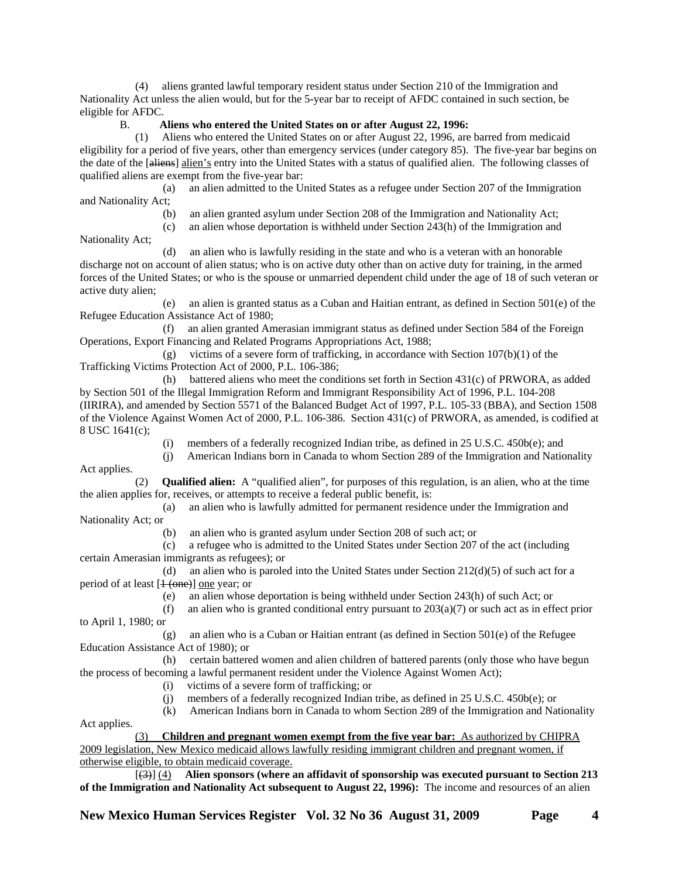(4) aliens granted lawful temporary resident status under Section 210 of the Immigration and Nationality Act unless the alien would, but for the 5-year bar to receipt of AFDC contained in such section, be eligible for AFDC.

B. **Aliens who entered the United States on or after August 22, 1996:**

(1) Aliens who entered the United States on or after August 22, 1996, are barred from medicaid eligibility for a period of five years, other than emergency services (under category 85). The five-year bar begins on the date of the [~~aliens~~] <u>alien's</u> entry into the United States with a status of qualified alien. The following classes of qualified aliens are exempt from the five-year bar:

(a) an alien admitted to the United States as a refugee under Section 207 of the Immigration and Nationality Act;

(b) an alien granted asylum under Section 208 of the Immigration and Nationality Act;

(c) an alien whose deportation is withheld under Section 243(h) of the Immigration and Nationality Act;

(d) an alien who is lawfully residing in the state and who is a veteran with an honorable discharge not on account of alien status; who is on active duty other than on active duty for training, in the armed forces of the United States; or who is the spouse or unmarried dependent child under the age of 18 of such veteran or active duty alien;

(e) an alien is granted status as a Cuban and Haitian entrant, as defined in Section 501(e) of the Refugee Education Assistance Act of 1980;

(f) an alien granted Amerasian immigrant status as defined under Section 584 of the Foreign Operations, Export Financing and Related Programs Appropriations Act, 1988;

(g) victims of a severe form of trafficking, in accordance with Section 107(b)(1) of the Trafficking Victims Protection Act of 2000, P.L. 106-386;

(h) battered aliens who meet the conditions set forth in Section 431(c) of PRWORA, as added by Section 501 of the Illegal Immigration Reform and Immigrant Responsibility Act of 1996, P.L. 104-208 (IIRIRA), and amended by Section 5571 of the Balanced Budget Act of 1997, P.L. 105-33 (BBA), and Section 1508 of the Violence Against Women Act of 2000, P.L. 106-386. Section 431(c) of PRWORA, as amended, is codified at 8 USC 1641(c);

(i) members of a federally recognized Indian tribe, as defined in 25 U.S.C. 450b(e); and

(j) American Indians born in Canada to whom Section 289 of the Immigration and Nationality Act applies.

(2) **Qualified alien:** A "qualified alien", for purposes of this regulation, is an alien, who at the time the alien applies for, receives, or attempts to receive a federal public benefit, is:

(a) an alien who is lawfully admitted for permanent residence under the Immigration and Nationality Act; or

(b) an alien who is granted asylum under Section 208 of such act; or

(c) a refugee who is admitted to the United States under Section 207 of the act (including certain Amerasian immigrants as refugees); or

(d) an alien who is paroled into the United States under Section 212(d)(5) of such act for a period of at least [~~1 (one)~~] <u>one</u> year; or

(e) an alien whose deportation is being withheld under Section 243(h) of such Act; or

(f) an alien who is granted conditional entry pursuant to 203(a)(7) or such act as in effect prior to April 1, 1980; or

(g) an alien who is a Cuban or Haitian entrant (as defined in Section 501(e) of the Refugee Education Assistance Act of 1980); or

(h) certain battered women and alien children of battered parents (only those who have begun the process of becoming a lawful permanent resident under the Violence Against Women Act);

(i) victims of a severe form of trafficking; or

(j) members of a federally recognized Indian tribe, as defined in 25 U.S.C. 450b(e); or

(k) American Indians born in Canada to whom Section 289 of the Immigration and Nationality Act applies.

<u>(3) **Children and pregnant women exempt from the five year bar:** As authorized by CHIPRA 2009 legislation, New Mexico medicaid allows lawfully residing immigrant children and pregnant women, if otherwise eligible, to obtain medicaid coverage.</u>

[~~(3)~~] <u>(4)</u> **Alien sponsors (where an affidavit of sponsorship was executed pursuant to Section 213 of the Immigration and Nationality Act subsequent to August 22, 1996):** The income and resources of an alien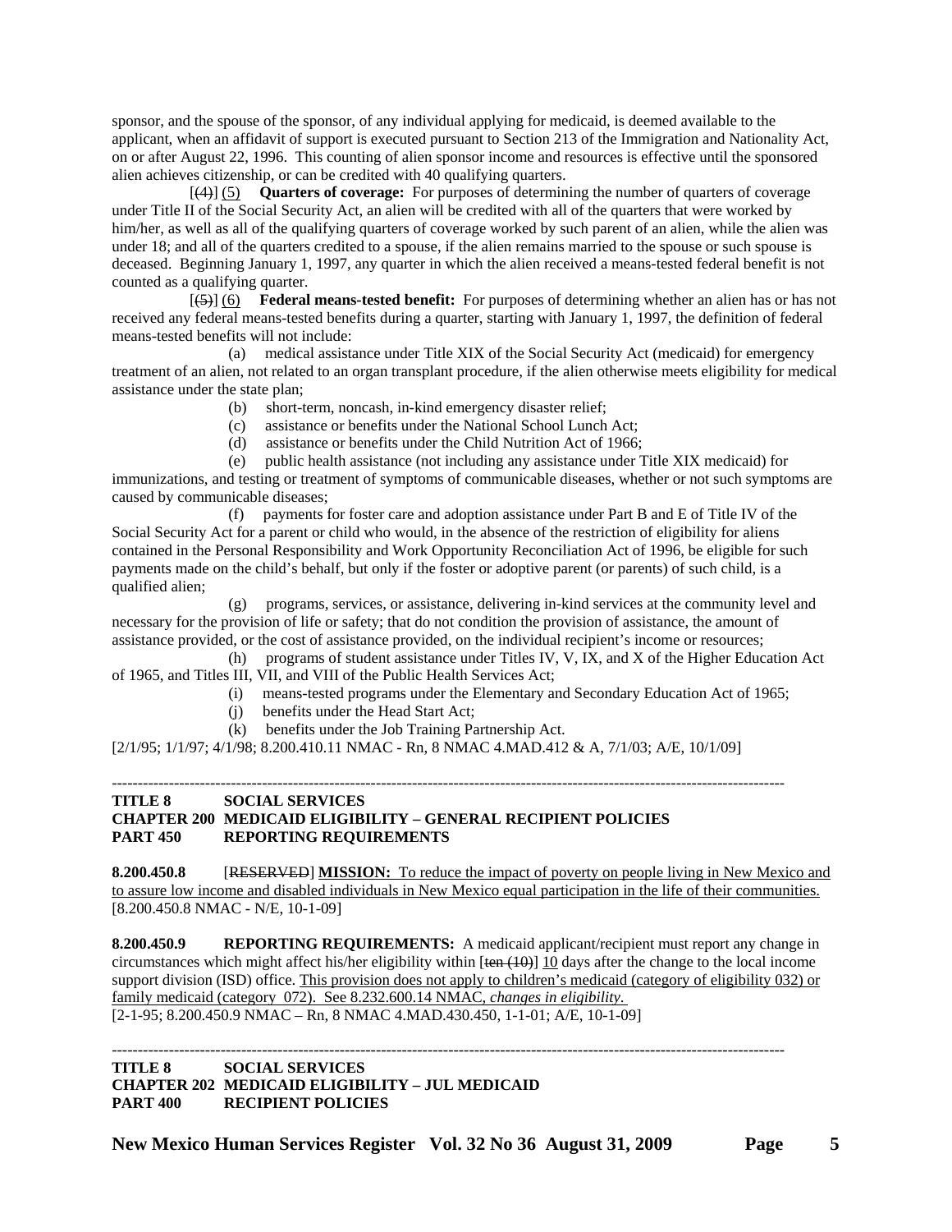sponsor, and the spouse of the sponsor, of any individual applying for medicaid, is deemed available to the applicant, when an affidavit of support is executed pursuant to Section 213 of the Immigration and Nationality Act, on or after August 22, 1996. This counting of alien sponsor income and resources is effective until the sponsored alien achieves citizenship, or can be credited with 40 qualifying quarters.

[~~(4)~~] (5) **Quarters of coverage:** For purposes of determining the number of quarters of coverage under Title II of the Social Security Act, an alien will be credited with all of the quarters that were worked by him/her, as well as all of the qualifying quarters of coverage worked by such parent of an alien, while the alien was under 18; and all of the quarters credited to a spouse, if the alien remains married to the spouse or such spouse is deceased. Beginning January 1, 1997, any quarter in which the alien received a means-tested federal benefit is not counted as a qualifying quarter.

[~~(5)~~] (6) **Federal means-tested benefit:** For purposes of determining whether an alien has or has not received any federal means-tested benefits during a quarter, starting with January 1, 1997, the definition of federal means-tested benefits will not include:

(a) medical assistance under Title XIX of the Social Security Act (medicaid) for emergency treatment of an alien, not related to an organ transplant procedure, if the alien otherwise meets eligibility for medical assistance under the state plan;

(b) short-term, noncash, in-kind emergency disaster relief;

(c) assistance or benefits under the National School Lunch Act;

(d) assistance or benefits under the Child Nutrition Act of 1966;

(e) public health assistance (not including any assistance under Title XIX medicaid) for immunizations, and testing or treatment of symptoms of communicable diseases, whether or not such symptoms are caused by communicable diseases;

(f) payments for foster care and adoption assistance under Part B and E of Title IV of the Social Security Act for a parent or child who would, in the absence of the restriction of eligibility for aliens contained in the Personal Responsibility and Work Opportunity Reconciliation Act of 1996, be eligible for such payments made on the child's behalf, but only if the foster or adoptive parent (or parents) of such child, is a qualified alien;

(g) programs, services, or assistance, delivering in-kind services at the community level and necessary for the provision of life or safety; that do not condition the provision of assistance, the amount of assistance provided, or the cost of assistance provided, on the individual recipient's income or resources;

(h) programs of student assistance under Titles IV, V, IX, and X of the Higher Education Act of 1965, and Titles III, VII, and VIII of the Public Health Services Act;

(i) means-tested programs under the Elementary and Secondary Education Act of 1965;

(j) benefits under the Head Start Act;

(k) benefits under the Job Training Partnership Act.

[2/1/95; 1/1/97; 4/1/98; 8.200.410.11 NMAC - Rn, 8 NMAC 4.MAD.412 & A, 7/1/03; A/E, 10/1/09]

---

**TITLE 8 SOCIAL SERVICES**
**CHAPTER 200 MEDICAID ELIGIBILITY – GENERAL RECIPIENT POLICIES**
**PART 450 REPORTING REQUIREMENTS**

**8.200.450.8** [~~RESERVED~~] **MISSION:** <u>To reduce the impact of poverty on people living in New Mexico and to assure low income and disabled individuals in New Mexico equal participation in the life of their communities.</u>
[8.200.450.8 NMAC - N/E, 10-1-09]

**8.200.450.9 REPORTING REQUIREMENTS:** A medicaid applicant/recipient must report any change in circumstances which might affect his/her eligibility within [~~ten (10)~~] <u>10</u> days after the change to the local income support division (ISD) office. <u>This provision does not apply to children's medicaid (category of eligibility 032) or family medicaid (category 072). See 8.232.600.14 NMAC, *changes in eligibility*.</u>
[2-1-95; 8.200.450.9 NMAC – Rn, 8 NMAC 4.MAD.430.450, 1-1-01; A/E, 10-1-09]

---

**TITLE 8 SOCIAL SERVICES**
**CHAPTER 202 MEDICAID ELIGIBILITY – JUL MEDICAID**
**PART 400 RECIPIENT POLICIES**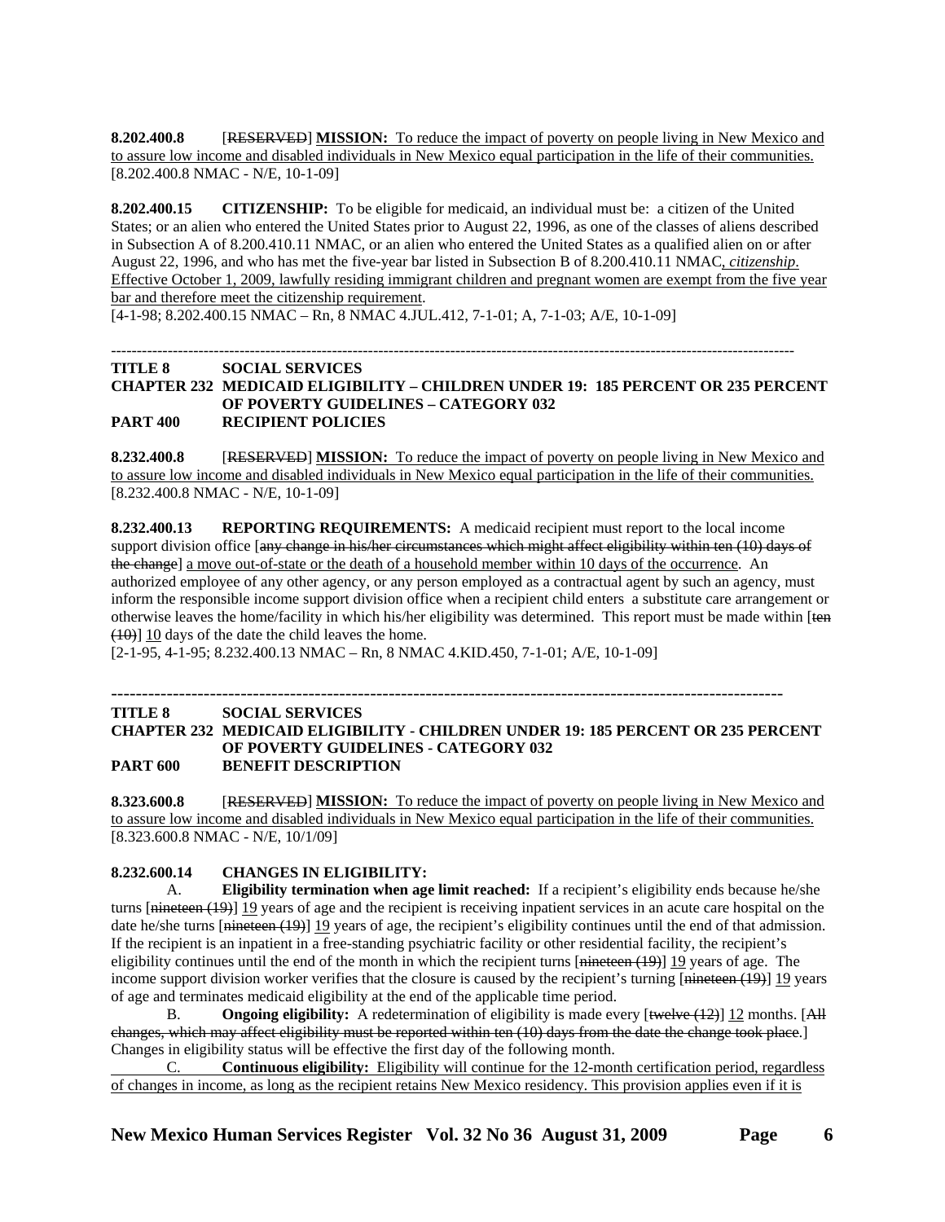**8.202.400.8** [~~RESERVED~~] **MISSION:** To reduce the impact of poverty on people living in New Mexico and to assure low income and disabled individuals in New Mexico equal participation in the life of their communities.
[8.202.400.8 NMAC - N/E, 10-1-09]

**8.202.400.15 CITIZENSHIP:** To be eligible for medicaid, an individual must be: a citizen of the United States; or an alien who entered the United States prior to August 22, 1996, as one of the classes of aliens described in Subsection A of 8.200.410.11 NMAC, or an alien who entered the United States as a qualified alien on or after August 22, 1996, and who has met the five-year bar listed in Subsection B of 8.200.410.11 NMAC, *citizenship*. Effective October 1, 2009, lawfully residing immigrant children and pregnant women are exempt from the five year bar and therefore meet the citizenship requirement.
[4-1-98; 8.202.400.15 NMAC – Rn, 8 NMAC 4.JUL.412, 7-1-01; A, 7-1-03; A/E, 10-1-09]

---

**TITLE 8 SOCIAL SERVICES**
**CHAPTER 232 MEDICAID ELIGIBILITY – CHILDREN UNDER 19: 185 PERCENT OR 235 PERCENT OF POVERTY GUIDELINES – CATEGORY 032**
**PART 400 RECIPIENT POLICIES**

**8.232.400.8** [~~RESERVED~~] **MISSION:** To reduce the impact of poverty on people living in New Mexico and to assure low income and disabled individuals in New Mexico equal participation in the life of their communities.
[8.232.400.8 NMAC - N/E, 10-1-09]

**8.232.400.13 REPORTING REQUIREMENTS:** A medicaid recipient must report to the local income support division office [~~any change in his/her circumstances which might affect eligibility within ten (10) days of the change~~] a move out-of-state or the death of a household member within 10 days of the occurrence. An authorized employee of any other agency, or any person employed as a contractual agent by such an agency, must inform the responsible income support division office when a recipient child enters a substitute care arrangement or otherwise leaves the home/facility in which his/her eligibility was determined. This report must be made within [~~ten (10)~~] 10 days of the date the child leaves the home.
[2-1-95, 4-1-95; 8.232.400.13 NMAC – Rn, 8 NMAC 4.KID.450, 7-1-01; A/E, 10-1-09]

---

**TITLE 8 SOCIAL SERVICES**
**CHAPTER 232 MEDICAID ELIGIBILITY - CHILDREN UNDER 19: 185 PERCENT OR 235 PERCENT OF POVERTY GUIDELINES - CATEGORY 032**
**PART 600 BENEFIT DESCRIPTION**

**8.323.600.8** [~~RESERVED~~] **MISSION:** To reduce the impact of poverty on people living in New Mexico and to assure low income and disabled individuals in New Mexico equal participation in the life of their communities.
[8.323.600.8 NMAC - N/E, 10/1/09]

**8.232.600.14 CHANGES IN ELIGIBILITY:**

A. **Eligibility termination when age limit reached:** If a recipient's eligibility ends because he/she turns [~~nineteen (19)~~] 19 years of age and the recipient is receiving inpatient services in an acute care hospital on the date he/she turns [~~nineteen (19)~~] 19 years of age, the recipient's eligibility continues until the end of that admission. If the recipient is an inpatient in a free-standing psychiatric facility or other residential facility, the recipient's eligibility continues until the end of the month in which the recipient turns [~~nineteen (19)~~] 19 years of age. The income support division worker verifies that the closure is caused by the recipient's turning [~~nineteen (19)~~] 19 years of age and terminates medicaid eligibility at the end of the applicable time period.

B. **Ongoing eligibility:** A redetermination of eligibility is made every [~~twelve (12)~~] 12 months. [~~All changes, which may affect eligibility must be reported within ten (10) days from the date the change took place.~~] Changes in eligibility status will be effective the first day of the following month.

C. **Continuous eligibility:** Eligibility will continue for the 12-month certification period, regardless of changes in income, as long as the recipient retains New Mexico residency. This provision applies even if it is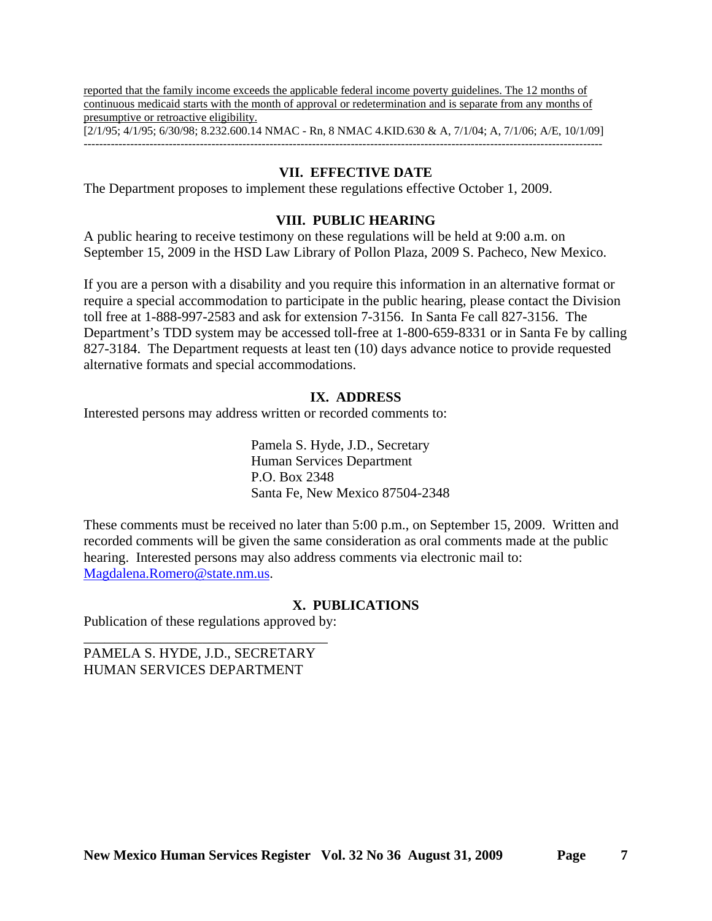reported that the family income exceeds the applicable federal income poverty guidelines. The 12 months of continuous medicaid starts with the month of approval or redetermination and is separate from any months of presumptive or retroactive eligibility.

[2/1/95; 4/1/95; 6/30/98; 8.232.600.14 NMAC - Rn, 8 NMAC 4.KID.630 & A, 7/1/04; A, 7/1/06; A/E, 10/1/09]

---

## VII. EFFECTIVE DATE

The Department proposes to implement these regulations effective October 1, 2009.

## VIII. PUBLIC HEARING

A public hearing to receive testimony on these regulations will be held at 9:00 a.m. on September 15, 2009 in the HSD Law Library of Pollon Plaza, 2009 S. Pacheco, New Mexico.

If you are a person with a disability and you require this information in an alternative format or require a special accommodation to participate in the public hearing, please contact the Division toll free at 1-888-997-2583 and ask for extension 7-3156. In Santa Fe call 827-3156. The Department's TDD system may be accessed toll-free at 1-800-659-8331 or in Santa Fe by calling 827-3184. The Department requests at least ten (10) days advance notice to provide requested alternative formats and special accommodations.

## IX. ADDRESS

Interested persons may address written or recorded comments to:

Pamela S. Hyde, J.D., Secretary
Human Services Department
P.O. Box 2348
Santa Fe, New Mexico 87504-2348

These comments must be received no later than 5:00 p.m., on September 15, 2009. Written and recorded comments will be given the same consideration as oral comments made at the public hearing. Interested persons may also address comments via electronic mail to: Magdalena.Romero@state.nm.us.

## X. PUBLICATIONS

Publication of these regulations approved by:

\_\_\_\_\_\_\_\_\_\_\_\_\_\_\_\_\_\_\_\_\_\_\_\_\_\_\_\_\_\_\_\_

PAMELA S. HYDE, J.D., SECRETARY
HUMAN SERVICES DEPARTMENT